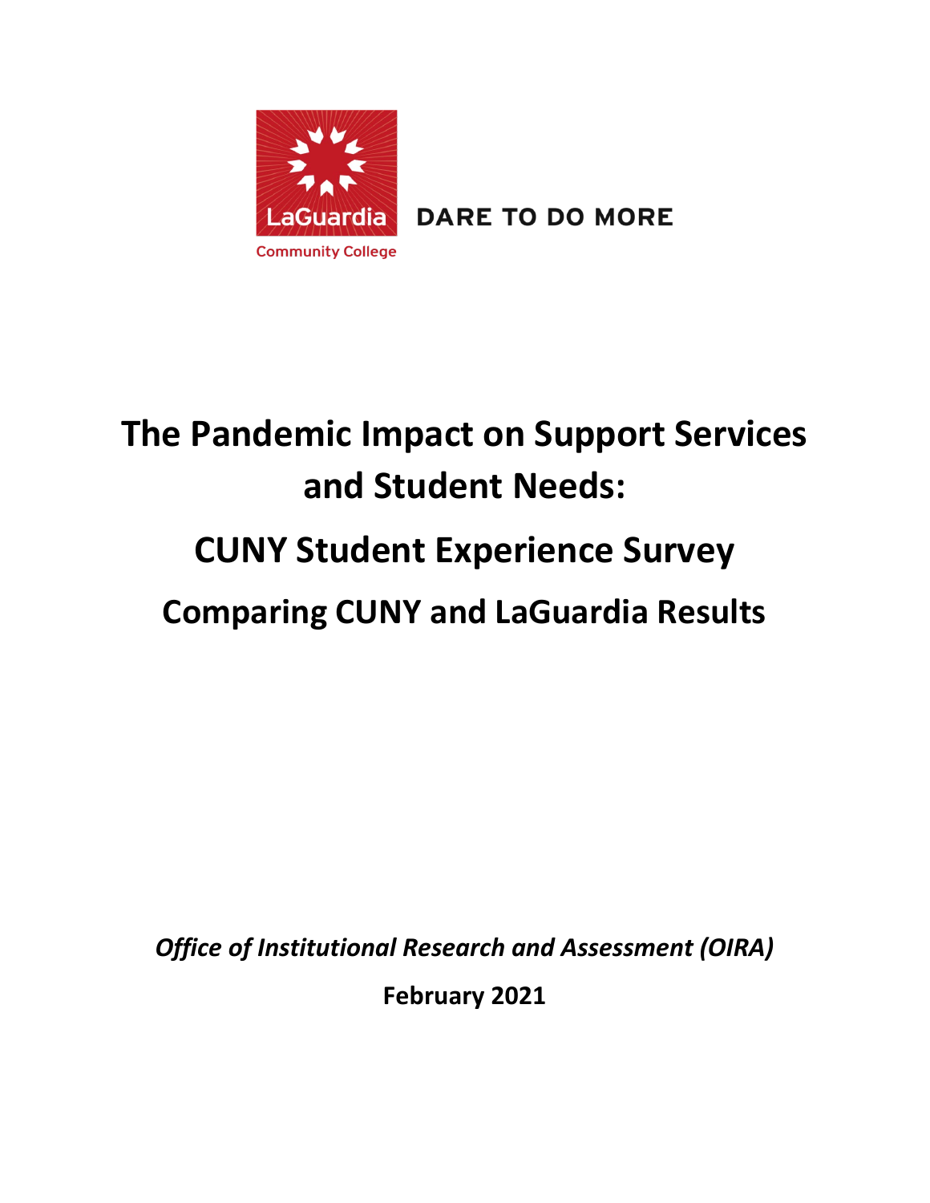LaGuardia Community College

DARE TO DO MORE

# The Pandemic Impact on Support Services and Student Needs:

# CUNY Student Experience Survey

## Comparing CUNY and LaGuardia Results

*Office of Institutional Research and Assessment (OIRA)*

**February 2021**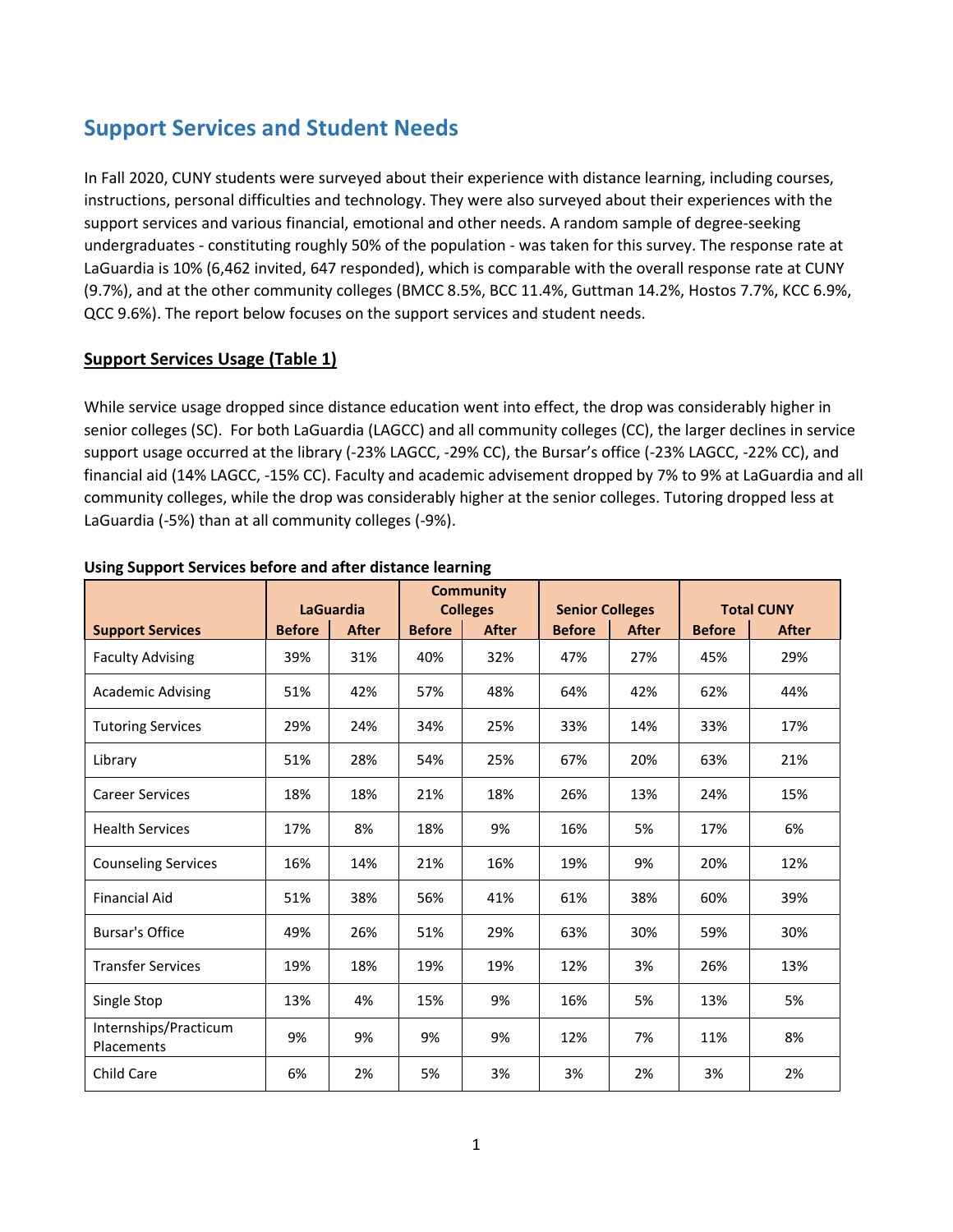# Support Services and Student Needs

In Fall 2020, CUNY students were surveyed about their experience with distance learning, including courses, instructions, personal difficulties and technology. They were also surveyed about their experiences with the support services and various financial, emotional and other needs. A random sample of degree-seeking undergraduates - constituting roughly 50% of the population - was taken for this survey. The response rate at LaGuardia is 10% (6,462 invited, 647 responded), which is comparable with the overall response rate at CUNY (9.7%), and at the other community colleges (BMCC 8.5%, BCC 11.4%, Guttman 14.2%, Hostos 7.7%, KCC 6.9%, QCC 9.6%). The report below focuses on the support services and student needs.

## Support Services Usage (Table 1)

While service usage dropped since distance education went into effect, the drop was considerably higher in senior colleges (SC). For both LaGuardia (LAGCC) and all community colleges (CC), the larger declines in service support usage occurred at the library (-23% LAGCC, -29% CC), the Bursar's office (-23% LAGCC, -22% CC), and financial aid (14% LAGCC, -15% CC). Faculty and academic advisement dropped by 7% to 9% at LaGuardia and all community colleges, while the drop was considerably higher at the senior colleges. Tutoring dropped less at LaGuardia (-5%) than at all community colleges (-9%).

**Using Support Services before and after distance learning**

| Support Services | LaGuardia | | Community Colleges | | Senior Colleges | | Total CUNY | |
|---|---|---|---|---|---|---|---|---|
| | Before | After | Before | After | Before | After | Before | After |
| Faculty Advising | 39% | 31% | 40% | 32% | 47% | 27% | 45% | 29% |
| Academic Advising | 51% | 42% | 57% | 48% | 64% | 42% | 62% | 44% |
| Tutoring Services | 29% | 24% | 34% | 25% | 33% | 14% | 33% | 17% |
| Library | 51% | 28% | 54% | 25% | 67% | 20% | 63% | 21% |
| Career Services | 18% | 18% | 21% | 18% | 26% | 13% | 24% | 15% |
| Health Services | 17% | 8% | 18% | 9% | 16% | 5% | 17% | 6% |
| Counseling Services | 16% | 14% | 21% | 16% | 19% | 9% | 20% | 12% |
| Financial Aid | 51% | 38% | 56% | 41% | 61% | 38% | 60% | 39% |
| Bursar's Office | 49% | 26% | 51% | 29% | 63% | 30% | 59% | 30% |
| Transfer Services | 19% | 18% | 19% | 19% | 12% | 3% | 26% | 13% |
| Single Stop | 13% | 4% | 15% | 9% | 16% | 5% | 13% | 5% |
| Internships/Practicum Placements | 9% | 9% | 9% | 9% | 12% | 7% | 11% | 8% |
| Child Care | 6% | 2% | 5% | 3% | 3% | 2% | 3% | 2% |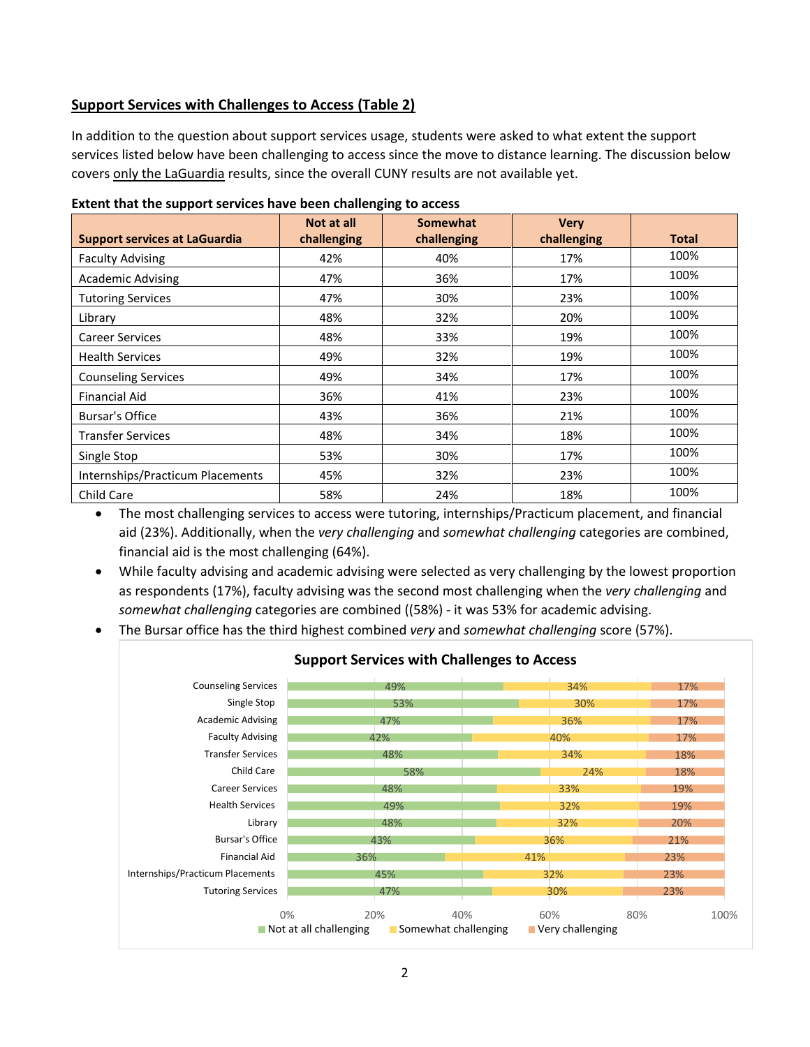## Support Services with Challenges to Access (Table 2)

In addition to the question about support services usage, students were asked to what extent the support services listed below have been challenging to access since the move to distance learning. The discussion below covers only the LaGuardia results, since the overall CUNY results are not available yet.

**Extent that the support services have been challenging to access**

| Support services at LaGuardia | Not at all challenging | Somewhat challenging | Very challenging | Total |
|---|---|---|---|---|
| Faculty Advising | 42% | 40% | 17% | 100% |
| Academic Advising | 47% | 36% | 17% | 100% |
| Tutoring Services | 47% | 30% | 23% | 100% |
| Library | 48% | 32% | 20% | 100% |
| Career Services | 48% | 33% | 19% | 100% |
| Health Services | 49% | 32% | 19% | 100% |
| Counseling Services | 49% | 34% | 17% | 100% |
| Financial Aid | 36% | 41% | 23% | 100% |
| Bursar's Office | 43% | 36% | 21% | 100% |
| Transfer Services | 48% | 34% | 18% | 100% |
| Single Stop | 53% | 30% | 17% | 100% |
| Internships/Practicum Placements | 45% | 32% | 23% | 100% |
| Child Care | 58% | 24% | 18% | 100% |

- The most challenging services to access were tutoring, internships/Practicum placement, and financial aid (23%). Additionally, when the *very challenging* and *somewhat challenging* categories are combined, financial aid is the most challenging (64%).
- While faculty advising and academic advising were selected as very challenging by the lowest proportion as respondents (17%), faculty advising was the second most challenging when the *very challenging* and *somewhat challenging* categories are combined ((58%) - it was 53% for academic advising.
- The Bursar office has the third highest combined *very* and *somewhat challenging* score (57%).

**Support Services with Challenges to Access**

| Service | Not at all challenging | Somewhat challenging | Very challenging |
|---|---|---|---|
| Counseling Services | 49% | 34% | 17% |
| Single Stop | 53% | 30% | 17% |
| Academic Advising | 47% | 36% | 17% |
| Faculty Advising | 42% | 40% | 17% |
| Transfer Services | 48% | 34% | 18% |
| Child Care | 58% | 24% | 18% |
| Career Services | 48% | 33% | 19% |
| Health Services | 49% | 32% | 19% |
| Library | 48% | 32% | 20% |
| Bursar's Office | 43% | 36% | 21% |
| Financial Aid | 36% | 41% | 23% |
| Internships/Practicum Placements | 45% | 32% | 23% |
| Tutoring Services | 47% | 30% | 23% |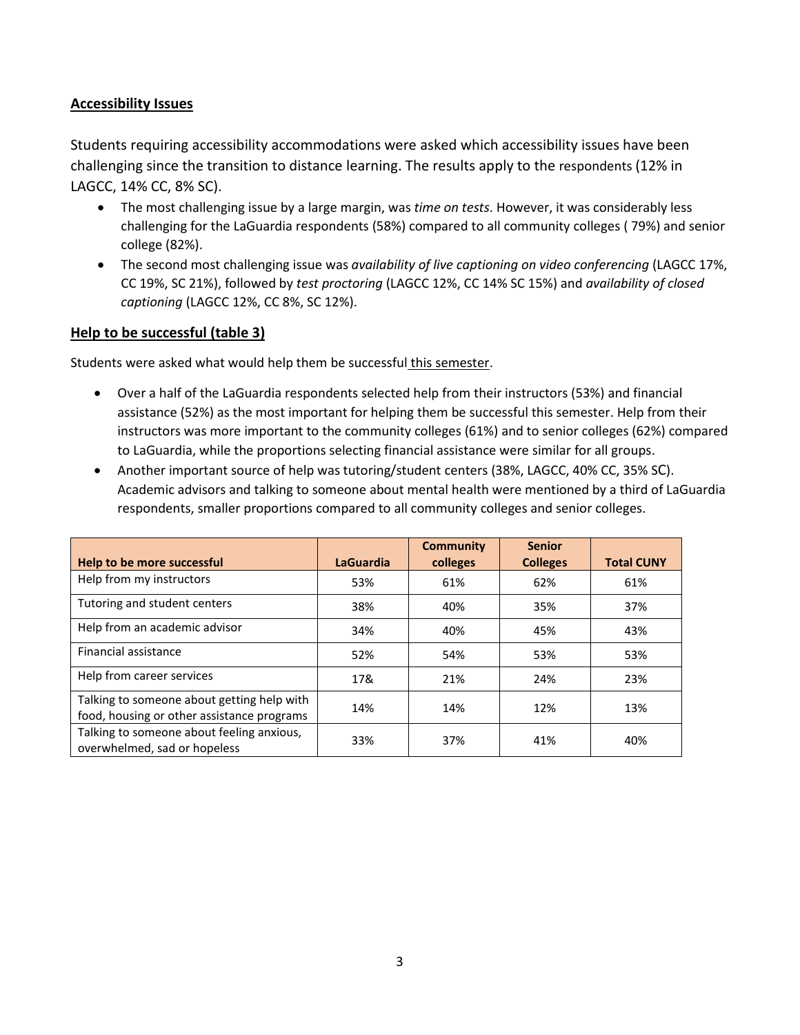## Accessibility Issues

Students requiring accessibility accommodations were asked which accessibility issues have been challenging since the transition to distance learning. The results apply to the respondents (12% in LAGCC, 14% CC, 8% SC).

- The most challenging issue by a large margin, was *time on tests*. However, it was considerably less challenging for the LaGuardia respondents (58%) compared to all community colleges ( 79%) and senior college (82%).
- The second most challenging issue was *availability of live captioning on video conferencing* (LAGCC 17%, CC 19%, SC 21%), followed by *test proctoring* (LAGCC 12%, CC 14% SC 15%) and *availability of closed captioning* (LAGCC 12%, CC 8%, SC 12%).

## Help to be successful (table 3)

Students were asked what would help them be successful this semester.

- Over a half of the LaGuardia respondents selected help from their instructors (53%) and financial assistance (52%) as the most important for helping them be successful this semester. Help from their instructors was more important to the community colleges (61%) and to senior colleges (62%) compared to LaGuardia, while the proportions selecting financial assistance were similar for all groups.
- Another important source of help was tutoring/student centers (38%, LAGCC, 40% CC, 35% SC). Academic advisors and talking to someone about mental health were mentioned by a third of LaGuardia respondents, smaller proportions compared to all community colleges and senior colleges.

| Help to be more successful | LaGuardia | Community colleges | Senior Colleges | Total CUNY |
|---|---|---|---|---|
| Help from my instructors | 53% | 61% | 62% | 61% |
| Tutoring and student centers | 38% | 40% | 35% | 37% |
| Help from an academic advisor | 34% | 40% | 45% | 43% |
| Financial assistance | 52% | 54% | 53% | 53% |
| Help from career services | 17& | 21% | 24% | 23% |
| Talking to someone about getting help with food, housing or other assistance programs | 14% | 14% | 12% | 13% |
| Talking to someone about feeling anxious, overwhelmed, sad or hopeless | 33% | 37% | 41% | 40% |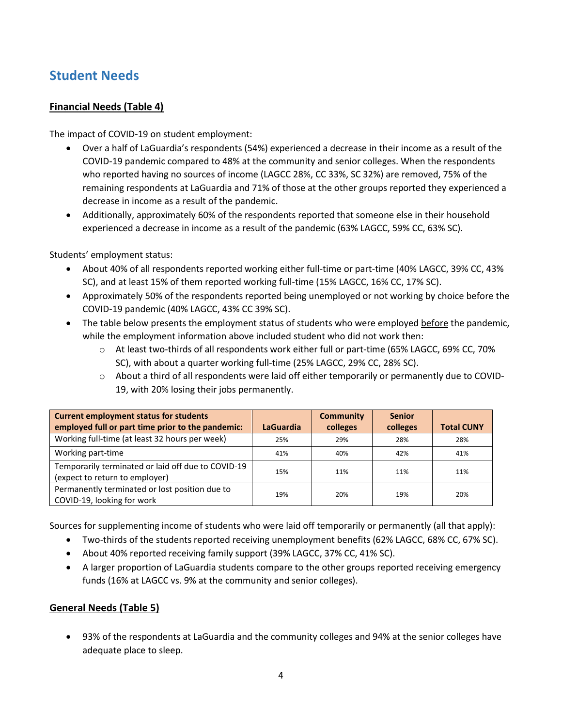## Student Needs

### Financial Needs (Table 4)

The impact of COVID-19 on student employment:

- Over a half of LaGuardia's respondents (54%) experienced a decrease in their income as a result of the COVID-19 pandemic compared to 48% at the community and senior colleges. When the respondents who reported having no sources of income (LAGCC 28%, CC 33%, SC 32%) are removed, 75% of the remaining respondents at LaGuardia and 71% of those at the other groups reported they experienced a decrease in income as a result of the pandemic.
- Additionally, approximately 60% of the respondents reported that someone else in their household experienced a decrease in income as a result of the pandemic (63% LAGCC, 59% CC, 63% SC).

Students' employment status:

- About 40% of all respondents reported working either full-time or part-time (40% LAGCC, 39% CC, 43% SC), and at least 15% of them reported working full-time (15% LAGCC, 16% CC, 17% SC).
- Approximately 50% of the respondents reported being unemployed or not working by choice before the COVID-19 pandemic (40% LAGCC, 43% CC 39% SC).
- The table below presents the employment status of students who were employed before the pandemic, while the employment information above included student who did not work then:
  - At least two-thirds of all respondents work either full or part-time (65% LAGCC, 69% CC, 70% SC), with about a quarter working full-time (25% LAGCC, 29% CC, 28% SC).
  - About a third of all respondents were laid off either temporarily or permanently due to COVID-19, with 20% losing their jobs permanently.

| Current employment status for students employed full or part time prior to the pandemic: | LaGuardia | Community colleges | Senior colleges | Total CUNY |
|---|---|---|---|---|
| Working full-time (at least 32 hours per week) | 25% | 29% | 28% | 28% |
| Working part-time | 41% | 40% | 42% | 41% |
| Temporarily terminated or laid off due to COVID-19 (expect to return to employer) | 15% | 11% | 11% | 11% |
| Permanently terminated or lost position due to COVID-19, looking for work | 19% | 20% | 19% | 20% |

Sources for supplementing income of students who were laid off temporarily or permanently (all that apply):

- Two-thirds of the students reported receiving unemployment benefits (62% LAGCC, 68% CC, 67% SC).
- About 40% reported receiving family support (39% LAGCC, 37% CC, 41% SC).
- A larger proportion of LaGuardia students compare to the other groups reported receiving emergency funds (16% at LAGCC vs. 9% at the community and senior colleges).

### General Needs (Table 5)

- 93% of the respondents at LaGuardia and the community colleges and 94% at the senior colleges have adequate place to sleep.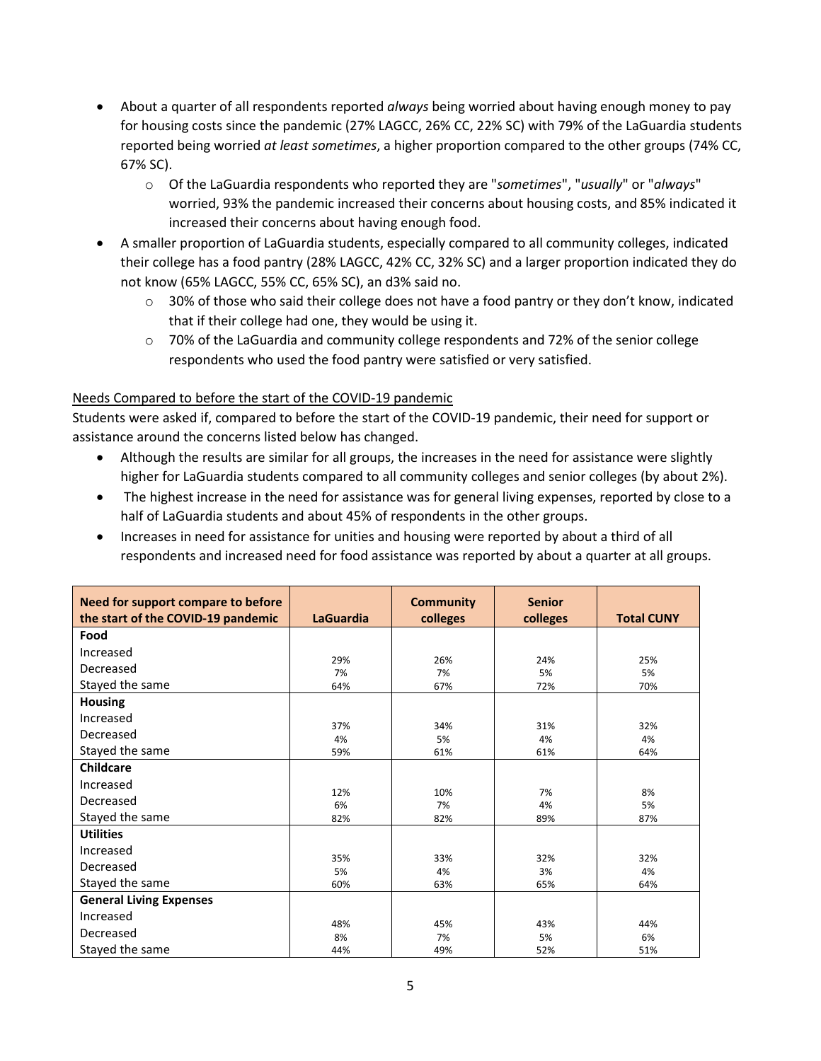- About a quarter of all respondents reported *always* being worried about having enough money to pay for housing costs since the pandemic (27% LAGCC, 26% CC, 22% SC) with 79% of the LaGuardia students reported being worried *at least sometimes*, a higher proportion compared to the other groups (74% CC, 67% SC).
  - Of the LaGuardia respondents who reported they are "*sometimes*", "*usually*" or "*always*" worried, 93% the pandemic increased their concerns about housing costs, and 85% indicated it increased their concerns about having enough food.
- A smaller proportion of LaGuardia students, especially compared to all community colleges, indicated their college has a food pantry (28% LAGCC, 42% CC, 32% SC) and a larger proportion indicated they do not know (65% LAGCC, 55% CC, 65% SC), an d3% said no.
  - 30% of those who said their college does not have a food pantry or they don't know, indicated that if their college had one, they would be using it.
  - 70% of the LaGuardia and community college respondents and 72% of the senior college respondents who used the food pantry were satisfied or very satisfied.

<u>Needs Compared to before the start of the COVID-19 pandemic</u>

Students were asked if, compared to before the start of the COVID-19 pandemic, their need for support or assistance around the concerns listed below has changed.

- Although the results are similar for all groups, the increases in the need for assistance were slightly higher for LaGuardia students compared to all community colleges and senior colleges (by about 2%).
- The highest increase in the need for assistance was for general living expenses, reported by close to a half of LaGuardia students and about 45% of respondents in the other groups.
- Increases in need for assistance for unities and housing were reported by about a third of all respondents and increased need for food assistance was reported by about a quarter at all groups.

| Need for support compare to before the start of the COVID-19 pandemic | LaGuardia | Community colleges | Senior colleges | Total CUNY |
|---|---|---|---|---|
| **Food** | | | | |
| Increased | 29% | 26% | 24% | 25% |
| Decreased | 7% | 7% | 5% | 5% |
| Stayed the same | 64% | 67% | 72% | 70% |
| **Housing** | | | | |
| Increased | 37% | 34% | 31% | 32% |
| Decreased | 4% | 5% | 4% | 4% |
| Stayed the same | 59% | 61% | 61% | 64% |
| **Childcare** | | | | |
| Increased | 12% | 10% | 7% | 8% |
| Decreased | 6% | 7% | 4% | 5% |
| Stayed the same | 82% | 82% | 89% | 87% |
| **Utilities** | | | | |
| Increased | 35% | 33% | 32% | 32% |
| Decreased | 5% | 4% | 3% | 4% |
| Stayed the same | 60% | 63% | 65% | 64% |
| **General Living Expenses** | | | | |
| Increased | 48% | 45% | 43% | 44% |
| Decreased | 8% | 7% | 5% | 6% |
| Stayed the same | 44% | 49% | 52% | 51% |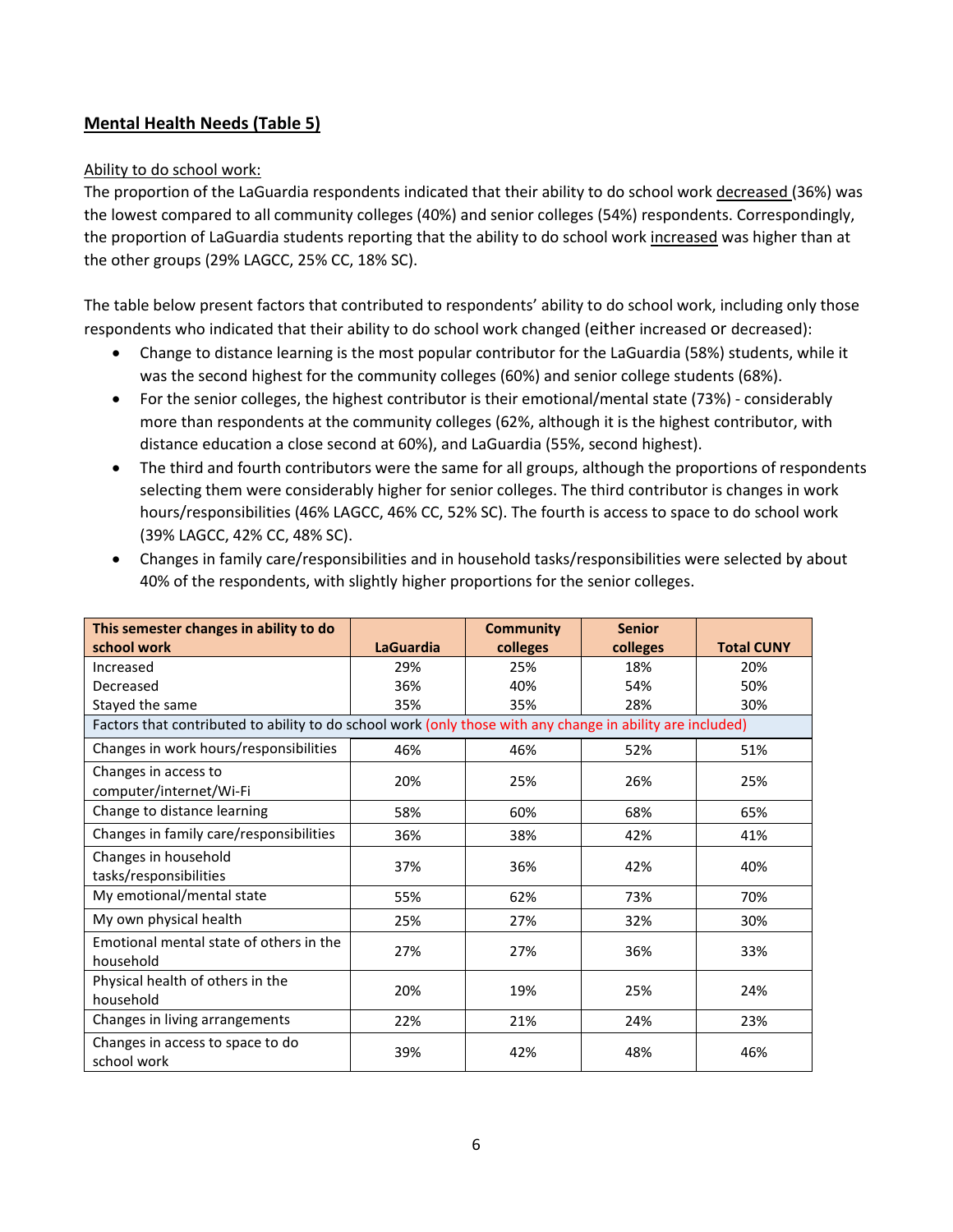## Mental Health Needs (Table 5)

Ability to do school work:

The proportion of the LaGuardia respondents indicated that their ability to do school work decreased (36%) was the lowest compared to all community colleges (40%) and senior colleges (54%) respondents. Correspondingly, the proportion of LaGuardia students reporting that the ability to do school work increased was higher than at the other groups (29% LAGCC, 25% CC, 18% SC).

The table below present factors that contributed to respondents' ability to do school work, including only those respondents who indicated that their ability to do school work changed (either increased or decreased):

- Change to distance learning is the most popular contributor for the LaGuardia (58%) students, while it was the second highest for the community colleges (60%) and senior college students (68%).
- For the senior colleges, the highest contributor is their emotional/mental state (73%) - considerably more than respondents at the community colleges (62%, although it is the highest contributor, with distance education a close second at 60%), and LaGuardia (55%, second highest).
- The third and fourth contributors were the same for all groups, although the proportions of respondents selecting them were considerably higher for senior colleges. The third contributor is changes in work hours/responsibilities (46% LAGCC, 46% CC, 52% SC). The fourth is access to space to do school work (39% LAGCC, 42% CC, 48% SC).
- Changes in family care/responsibilities and in household tasks/responsibilities were selected by about 40% of the respondents, with slightly higher proportions for the senior colleges.

| This semester changes in ability to do school work | LaGuardia | Community colleges | Senior colleges | Total CUNY |
|---|---|---|---|---|
| Increased | 29% | 25% | 18% | 20% |
| Decreased | 36% | 40% | 54% | 50% |
| Stayed the same | 35% | 35% | 28% | 30% |
| Factors that contributed to ability to do school work (only those with any change in ability are included) | | | | |
| Changes in work hours/responsibilities | 46% | 46% | 52% | 51% |
| Changes in access to computer/internet/Wi-Fi | 20% | 25% | 26% | 25% |
| Change to distance learning | 58% | 60% | 68% | 65% |
| Changes in family care/responsibilities | 36% | 38% | 42% | 41% |
| Changes in household tasks/responsibilities | 37% | 36% | 42% | 40% |
| My emotional/mental state | 55% | 62% | 73% | 70% |
| My own physical health | 25% | 27% | 32% | 30% |
| Emotional mental state of others in the household | 27% | 27% | 36% | 33% |
| Physical health of others in the household | 20% | 19% | 25% | 24% |
| Changes in living arrangements | 22% | 21% | 24% | 23% |
| Changes in access to space to do school work | 39% | 42% | 48% | 46% |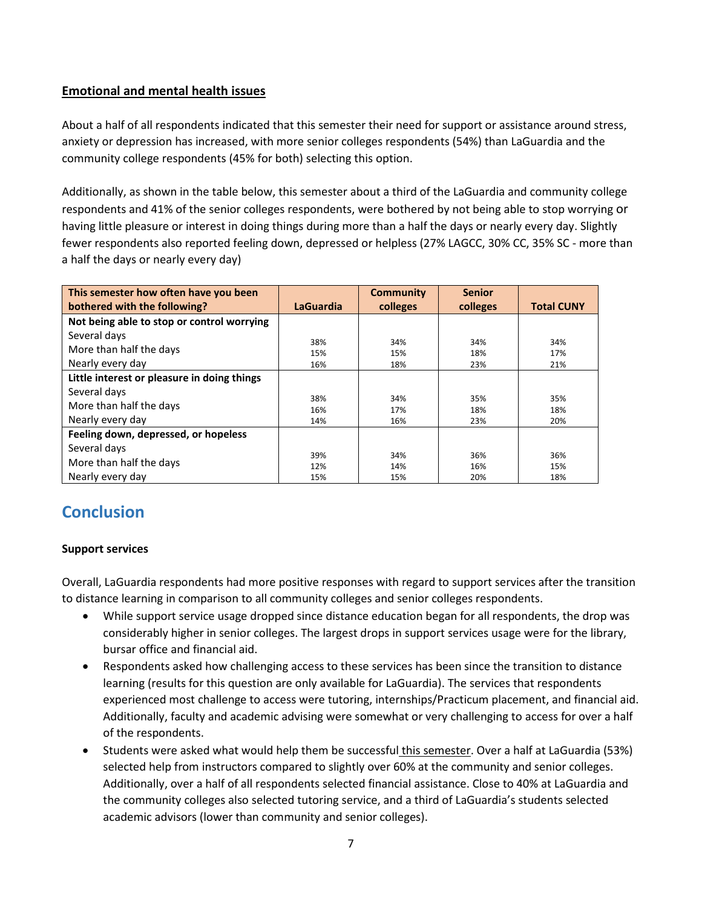**Emotional and mental health issues**

About a half of all respondents indicated that this semester their need for support or assistance around stress, anxiety or depression has increased, with more senior colleges respondents (54%) than LaGuardia and the community college respondents (45% for both) selecting this option.

Additionally, as shown in the table below, this semester about a third of the LaGuardia and community college respondents and 41% of the senior colleges respondents, were bothered by not being able to stop worrying or having little pleasure or interest in doing things during more than a half the days or nearly every day. Slightly fewer respondents also reported feeling down, depressed or helpless (27% LAGCC, 30% CC, 35% SC - more than a half the days or nearly every day)

| This semester how often have you been bothered with the following? | LaGuardia | Community colleges | Senior colleges | Total CUNY |
|---|---|---|---|---|
| **Not being able to stop or control worrying** | | | | |
| Several days | 38% | 34% | 34% | 34% |
| More than half the days | 15% | 15% | 18% | 17% |
| Nearly every day | 16% | 18% | 23% | 21% |
| **Little interest or pleasure in doing things** | | | | |
| Several days | 38% | 34% | 35% | 35% |
| More than half the days | 16% | 17% | 18% | 18% |
| Nearly every day | 14% | 16% | 23% | 20% |
| **Feeling down, depressed, or hopeless** | | | | |
| Several days | 39% | 34% | 36% | 36% |
| More than half the days | 12% | 14% | 16% | 15% |
| Nearly every day | 15% | 15% | 20% | 18% |

## Conclusion

**Support services**

Overall, LaGuardia respondents had more positive responses with regard to support services after the transition to distance learning in comparison to all community colleges and senior colleges respondents.

- While support service usage dropped since distance education began for all respondents, the drop was considerably higher in senior colleges. The largest drops in support services usage were for the library, bursar office and financial aid.
- Respondents asked how challenging access to these services has been since the transition to distance learning (results for this question are only available for LaGuardia). The services that respondents experienced most challenge to access were tutoring, internships/Practicum placement, and financial aid. Additionally, faculty and academic advising were somewhat or very challenging to access for over a half of the respondents.
- Students were asked what would help them be successful this semester. Over a half at LaGuardia (53%) selected help from instructors compared to slightly over 60% at the community and senior colleges. Additionally, over a half of all respondents selected financial assistance. Close to 40% at LaGuardia and the community colleges also selected tutoring service, and a third of LaGuardia's students selected academic advisors (lower than community and senior colleges).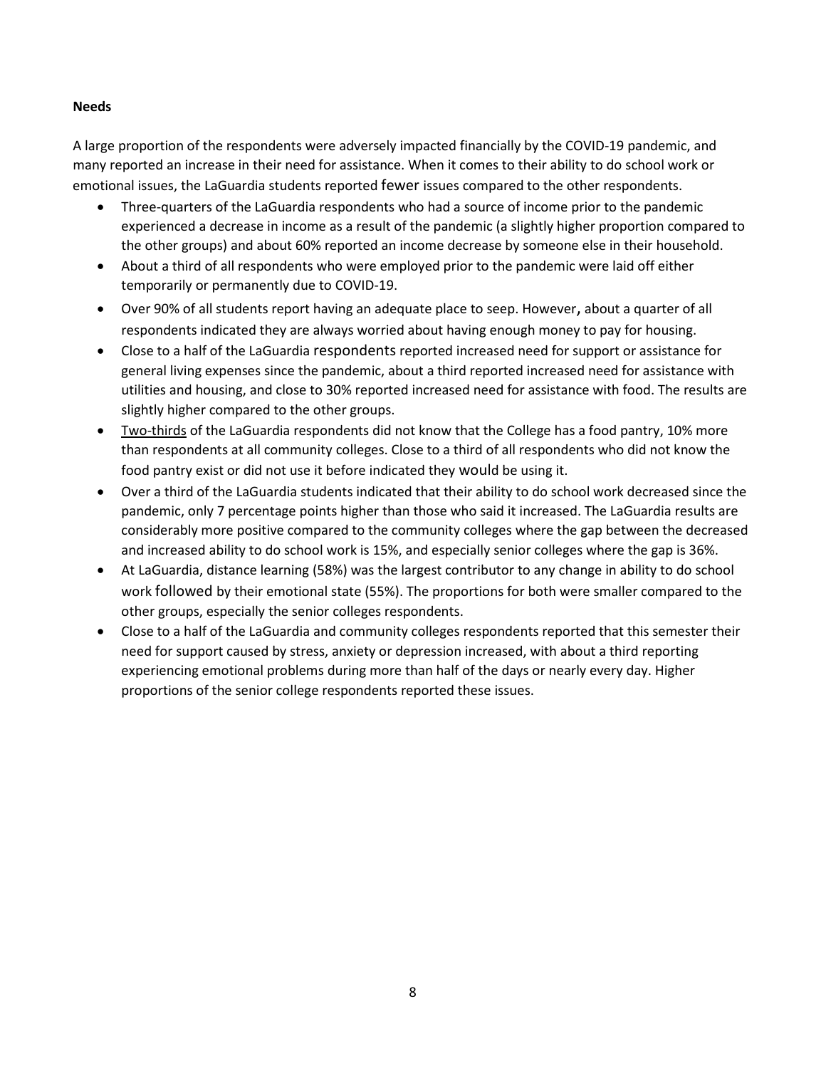**Needs**

A large proportion of the respondents were adversely impacted financially by the COVID-19 pandemic, and many reported an increase in their need for assistance. When it comes to their ability to do school work or emotional issues, the LaGuardia students reported fewer issues compared to the other respondents.

- Three-quarters of the LaGuardia respondents who had a source of income prior to the pandemic experienced a decrease in income as a result of the pandemic (a slightly higher proportion compared to the other groups) and about 60% reported an income decrease by someone else in their household.
- About a third of all respondents who were employed prior to the pandemic were laid off either temporarily or permanently due to COVID-19.
- Over 90% of all students report having an adequate place to seep. However, about a quarter of all respondents indicated they are always worried about having enough money to pay for housing.
- Close to a half of the LaGuardia respondents reported increased need for support or assistance for general living expenses since the pandemic, about a third reported increased need for assistance with utilities and housing, and close to 30% reported increased need for assistance with food. The results are slightly higher compared to the other groups.
- Two-thirds of the LaGuardia respondents did not know that the College has a food pantry, 10% more than respondents at all community colleges. Close to a third of all respondents who did not know the food pantry exist or did not use it before indicated they would be using it.
- Over a third of the LaGuardia students indicated that their ability to do school work decreased since the pandemic, only 7 percentage points higher than those who said it increased. The LaGuardia results are considerably more positive compared to the community colleges where the gap between the decreased and increased ability to do school work is 15%, and especially senior colleges where the gap is 36%.
- At LaGuardia, distance learning (58%) was the largest contributor to any change in ability to do school work followed by their emotional state (55%). The proportions for both were smaller compared to the other groups, especially the senior colleges respondents.
- Close to a half of the LaGuardia and community colleges respondents reported that this semester their need for support caused by stress, anxiety or depression increased, with about a third reporting experiencing emotional problems during more than half of the days or nearly every day. Higher proportions of the senior college respondents reported these issues.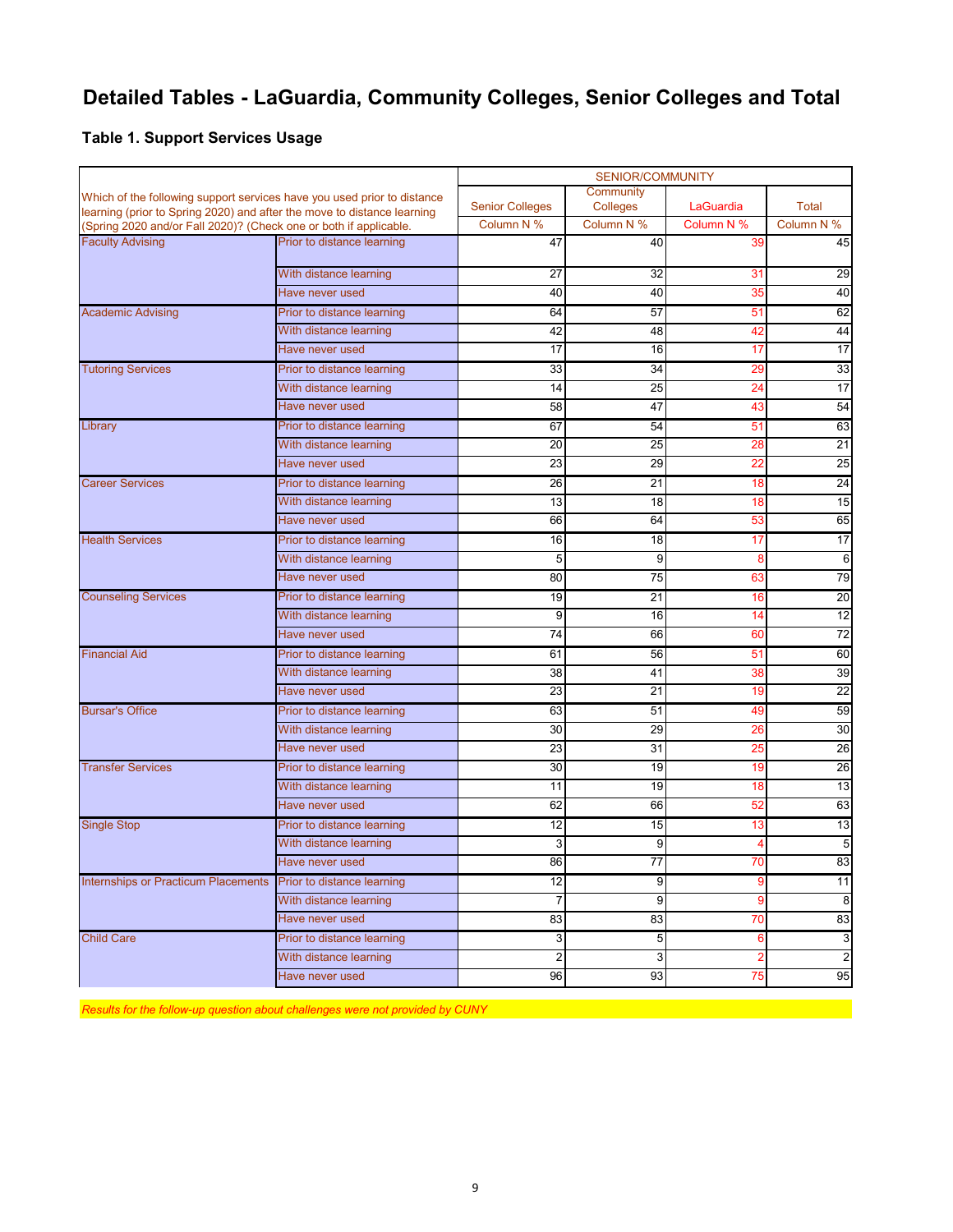# Detailed Tables - LaGuardia, Community Colleges, Senior Colleges and Total

### Table 1. Support Services Usage

| Which of the following support services have you used prior to distance learning (prior to Spring 2020) and after the move to distance learning (Spring 2020 and/or Fall 2020)? (Check one or both if applicable. | | SENIOR/COMMUNITY | | | |
|---|---|---|---|---|---|
| | | Senior Colleges | Community Colleges | LaGuardia | Total |
| | | Column N % | Column N % | Column N % | Column N % |
| Faculty Advising | Prior to distance learning | 47 | 40 | 39 | 45 |
| | With distance learning | 27 | 32 | 31 | 29 |
| | Have never used | 40 | 40 | 35 | 40 |
| Academic Advising | Prior to distance learning | 64 | 57 | 51 | 62 |
| | With distance learning | 42 | 48 | 42 | 44 |
| | Have never used | 17 | 16 | 17 | 17 |
| Tutoring Services | Prior to distance learning | 33 | 34 | 29 | 33 |
| | With distance learning | 14 | 25 | 24 | 17 |
| | Have never used | 58 | 47 | 43 | 54 |
| Library | Prior to distance learning | 67 | 54 | 51 | 63 |
| | With distance learning | 20 | 25 | 28 | 21 |
| | Have never used | 23 | 29 | 22 | 25 |
| Career Services | Prior to distance learning | 26 | 21 | 18 | 24 |
| | With distance learning | 13 | 18 | 18 | 15 |
| | Have never used | 66 | 64 | 53 | 65 |
| Health Services | Prior to distance learning | 16 | 18 | 17 | 17 |
| | With distance learning | 5 | 9 | 8 | 6 |
| | Have never used | 80 | 75 | 63 | 79 |
| Counseling Services | Prior to distance learning | 19 | 21 | 16 | 20 |
| | With distance learning | 9 | 16 | 14 | 12 |
| | Have never used | 74 | 66 | 60 | 72 |
| Financial Aid | Prior to distance learning | 61 | 56 | 51 | 60 |
| | With distance learning | 38 | 41 | 38 | 39 |
| | Have never used | 23 | 21 | 19 | 22 |
| Bursar's Office | Prior to distance learning | 63 | 51 | 49 | 59 |
| | With distance learning | 30 | 29 | 26 | 30 |
| | Have never used | 23 | 31 | 25 | 26 |
| Transfer Services | Prior to distance learning | 30 | 19 | 19 | 26 |
| | With distance learning | 11 | 19 | 18 | 13 |
| | Have never used | 62 | 66 | 52 | 63 |
| Single Stop | Prior to distance learning | 12 | 15 | 13 | 13 |
| | With distance learning | 3 | 9 | 4 | 5 |
| | Have never used | 86 | 77 | 70 | 83 |
| Internships or Practicum Placements | Prior to distance learning | 12 | 9 | 9 | 11 |
| | With distance learning | 7 | 9 | 9 | 8 |
| | Have never used | 83 | 83 | 70 | 83 |
| Child Care | Prior to distance learning | 3 | 5 | 6 | 3 |
| | With distance learning | 2 | 3 | 2 | 2 |
| | Have never used | 96 | 93 | 75 | 95 |

*Results for the follow-up question about challenges were not provided by CUNY*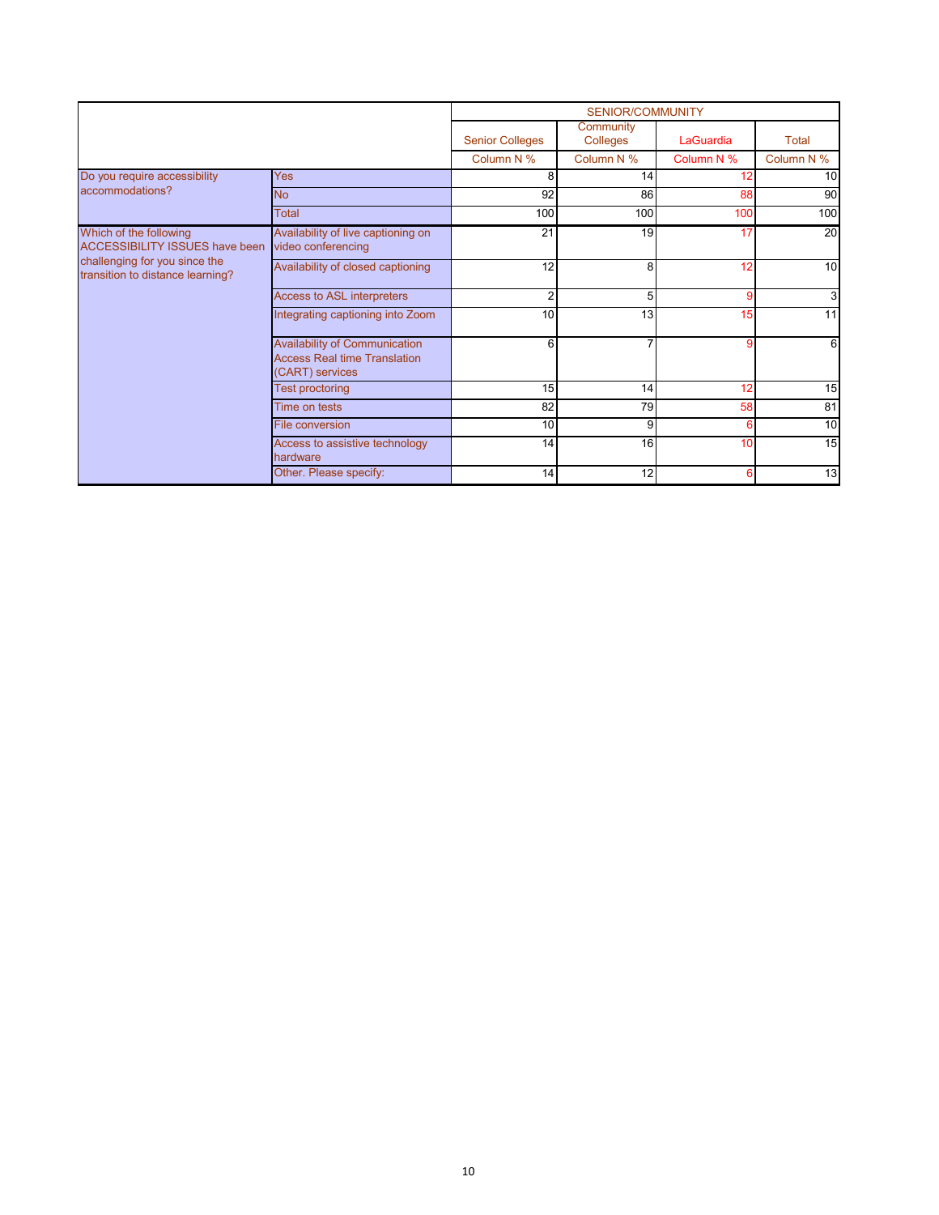| | | SENIOR/COMMUNITY | | | |
|---|---|---|---|---|---|
| | | Senior Colleges | Community Colleges | LaGuardia | Total |
| | | Column N % | Column N % | Column N % | Column N % |
| Do you require accessibility accommodations? | Yes | 8 | 14 | 12 | 10 |
| | No | 92 | 86 | 88 | 90 |
| | Total | 100 | 100 | 100 | 100 |
| Which of the following ACCESSIBILITY ISSUES have been challenging for you since the transition to distance learning? | Availability of live captioning on video conferencing | 21 | 19 | 17 | 20 |
| | Availability of closed captioning | 12 | 8 | 12 | 10 |
| | Access to ASL interpreters | 2 | 5 | 9 | 3 |
| | Integrating captioning into Zoom | 10 | 13 | 15 | 11 |
| | Availability of Communication Access Real time Translation (CART) services | 6 | 7 | 9 | 6 |
| | Test proctoring | 15 | 14 | 12 | 15 |
| | Time on tests | 82 | 79 | 58 | 81 |
| | File conversion | 10 | 9 | 6 | 10 |
| | Access to assistive technology hardware | 14 | 16 | 10 | 15 |
| | Other. Please specify: | 14 | 12 | 6 | 13 |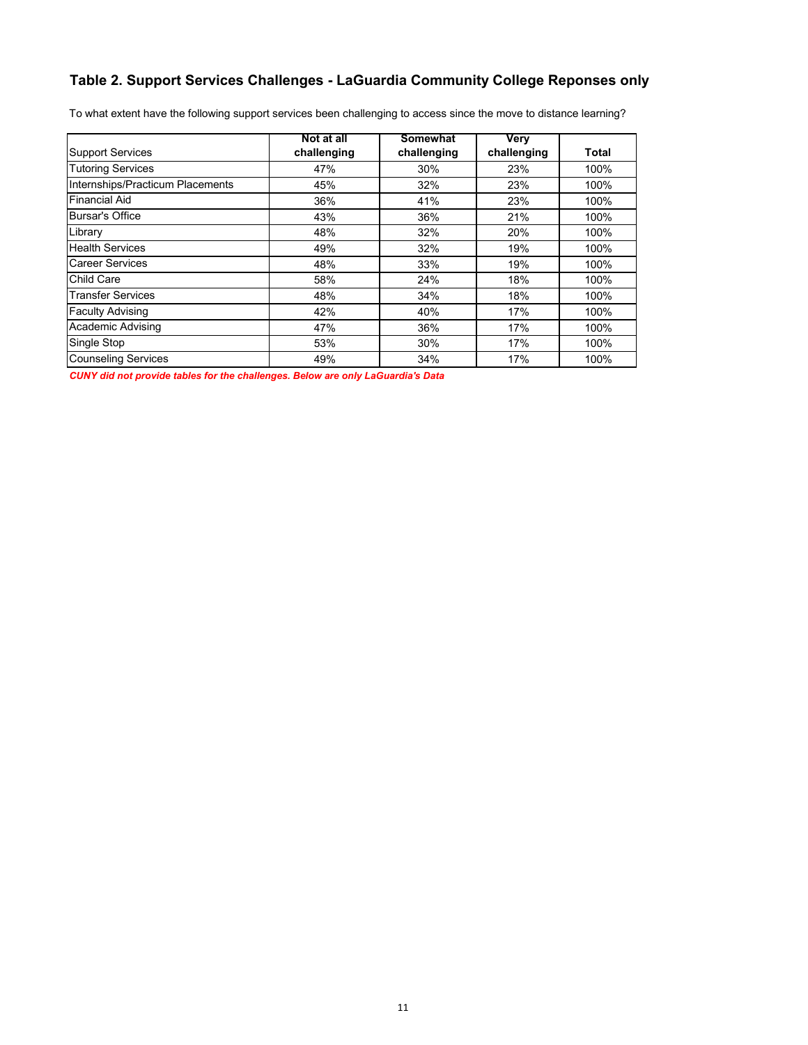## Table 2. Support Services Challenges - LaGuardia Community College Reponses only

To what extent have the following support services been challenging to access since the move to distance learning?

| Support Services | Not at all challenging | Somewhat challenging | Very challenging | Total |
|---|---|---|---|---|
| Tutoring Services | 47% | 30% | 23% | 100% |
| Internships/Practicum Placements | 45% | 32% | 23% | 100% |
| Financial Aid | 36% | 41% | 23% | 100% |
| Bursar's Office | 43% | 36% | 21% | 100% |
| Library | 48% | 32% | 20% | 100% |
| Health Services | 49% | 32% | 19% | 100% |
| Career Services | 48% | 33% | 19% | 100% |
| Child Care | 58% | 24% | 18% | 100% |
| Transfer Services | 48% | 34% | 18% | 100% |
| Faculty Advising | 42% | 40% | 17% | 100% |
| Academic Advising | 47% | 36% | 17% | 100% |
| Single Stop | 53% | 30% | 17% | 100% |
| Counseling Services | 49% | 34% | 17% | 100% |

***CUNY did not provide tables for the challenges. Below are only LaGuardia's Data***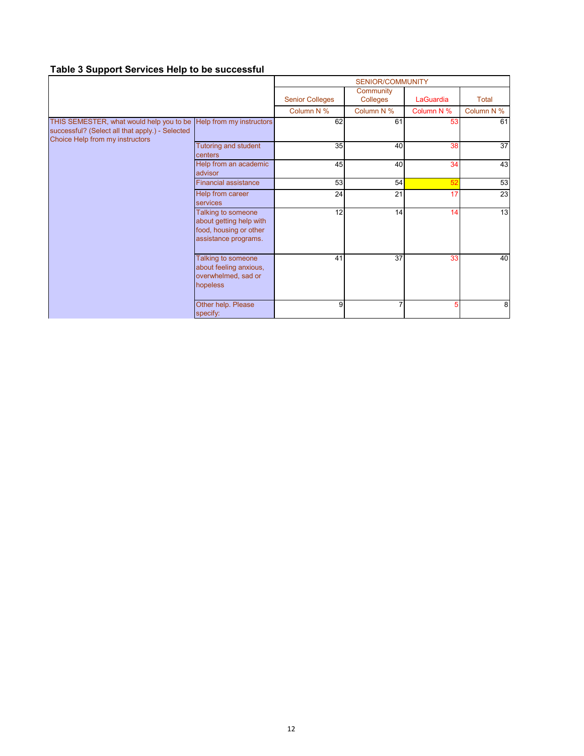### Table 3 Support Services Help to be successful

| | | SENIOR/COMMUNITY | | | |
|---|---|---|---|---|---|
| | | Senior Colleges | Community Colleges | LaGuardia | Total |
| | | Column N % | Column N % | Column N % | Column N % |
| THIS SEMESTER, what would help you to be successful? (Select all that apply.) - Selected Choice Help from my instructors | Help from my instructors | 62 | 61 | 53 | 61 |
| | Tutoring and student centers | 35 | 40 | 38 | 37 |
| | Help from an academic advisor | 45 | 40 | 34 | 43 |
| | Financial assistance | 53 | 54 | 52 | 53 |
| | Help from career services | 24 | 21 | 17 | 23 |
| | Talking to someone about getting help with food, housing or other assistance programs. | 12 | 14 | 14 | 13 |
| | Talking to someone about feeling anxious, overwhelmed, sad or hopeless | 41 | 37 | 33 | 40 |
| | Other help. Please specify: | 9 | 7 | 5 | 8 |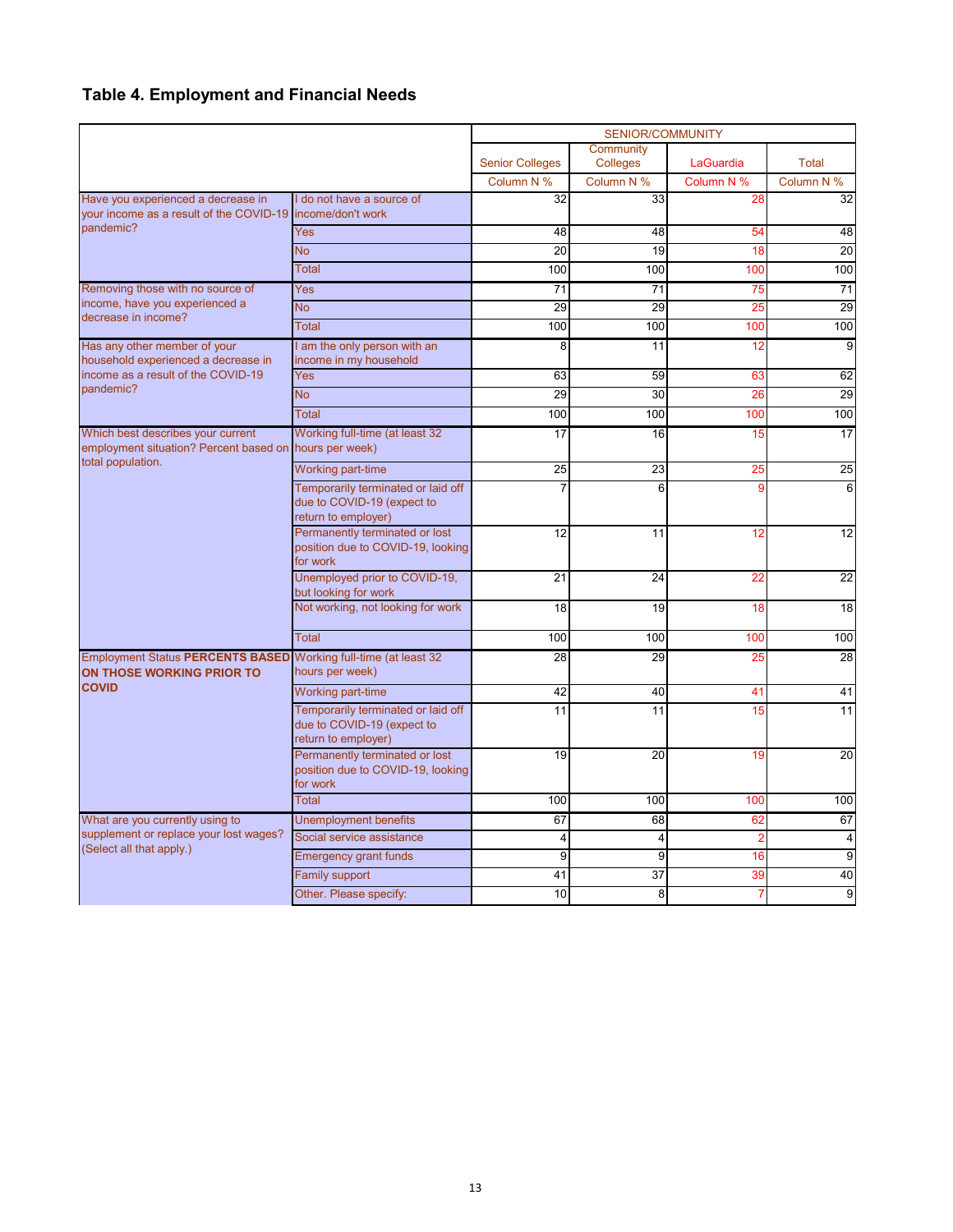## Table 4. Employment and Financial Needs

| | | SENIOR/COMMUNITY | | | |
|---|---|---|---|---|---|
| | | Senior Colleges | Community Colleges | LaGuardia | Total |
| | | Column N % | Column N % | Column N % | Column N % |
| Have you experienced a decrease in your income as a result of the COVID-19 pandemic? | I do not have a source of income/don't work | 32 | 33 | 28 | 32 |
| | Yes | 48 | 48 | 54 | 48 |
| | No | 20 | 19 | 18 | 20 |
| | Total | 100 | 100 | 100 | 100 |
| Removing those with no source of income, have you experienced a decrease in income? | Yes | 71 | 71 | 75 | 71 |
| | No | 29 | 29 | 25 | 29 |
| | Total | 100 | 100 | 100 | 100 |
| Has any other member of your household experienced a decrease in income as a result of the COVID-19 pandemic? | I am the only person with an income in my household | 8 | 11 | 12 | 9 |
| | Yes | 63 | 59 | 63 | 62 |
| | No | 29 | 30 | 26 | 29 |
| | Total | 100 | 100 | 100 | 100 |
| Which best describes your current employment situation? Percent based on total population. | Working full-time (at least 32 hours per week) | 17 | 16 | 15 | 17 |
| | Working part-time | 25 | 23 | 25 | 25 |
| | Temporarily terminated or laid off due to COVID-19 (expect to return to employer) | 7 | 6 | 9 | 6 |
| | Permanently terminated or lost position due to COVID-19, looking for work | 12 | 11 | 12 | 12 |
| | Unemployed prior to COVID-19, but looking for work | 21 | 24 | 22 | 22 |
| | Not working, not looking for work | 18 | 19 | 18 | 18 |
| | Total | 100 | 100 | 100 | 100 |
| Employment Status **PERCENTS BASED ON THOSE WORKING PRIOR TO COVID** | Working full-time (at least 32 hours per week) | 28 | 29 | 25 | 28 |
| | Working part-time | 42 | 40 | 41 | 41 |
| | Temporarily terminated or laid off due to COVID-19 (expect to return to employer) | 11 | 11 | 15 | 11 |
| | Permanently terminated or lost position due to COVID-19, looking for work | 19 | 20 | 19 | 20 |
| | Total | 100 | 100 | 100 | 100 |
| What are you currently using to supplement or replace your lost wages? (Select all that apply.) | Unemployment benefits | 67 | 68 | 62 | 67 |
| | Social service assistance | 4 | 4 | 2 | 4 |
| | Emergency grant funds | 9 | 9 | 16 | 9 |
| | Family support | 41 | 37 | 39 | 40 |
| | Other. Please specify: | 10 | 8 | 7 | 9 |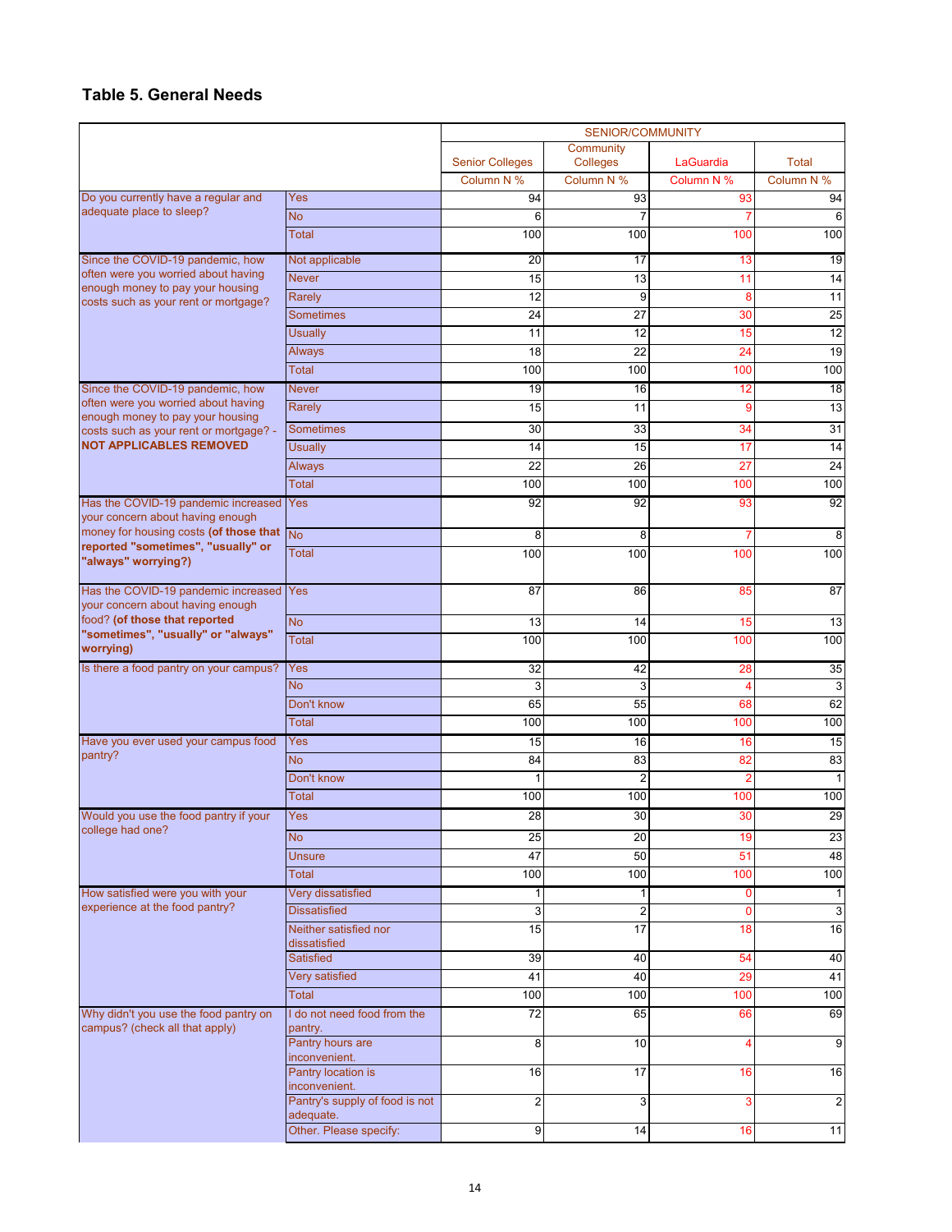## Table 5. General Needs

| | | SENIOR/COMMUNITY | | | |
|---|---|---|---|---|---|
| | | Senior Colleges | Community Colleges | LaGuardia | Total |
| | | Column N % | Column N % | Column N % | Column N % |
| Do you currently have a regular and adequate place to sleep? | Yes | 94 | 93 | 93 | 94 |
| | No | 6 | 7 | 7 | 6 |
| | Total | 100 | 100 | 100 | 100 |
| Since the COVID-19 pandemic, how often were you worried about having enough money to pay your housing costs such as your rent or mortgage? | Not applicable | 20 | 17 | 13 | 19 |
| | Never | 15 | 13 | 11 | 14 |
| | Rarely | 12 | 9 | 8 | 11 |
| | Sometimes | 24 | 27 | 30 | 25 |
| | Usually | 11 | 12 | 15 | 12 |
| | Always | 18 | 22 | 24 | 19 |
| | Total | 100 | 100 | 100 | 100 |
| Since the COVID-19 pandemic, how often were you worried about having enough money to pay your housing costs such as your rent or mortgage? - **NOT APPLICABLES REMOVED** | Never | 19 | 16 | 12 | 18 |
| | Rarely | 15 | 11 | 9 | 13 |
| | Sometimes | 30 | 33 | 34 | 31 |
| | Usually | 14 | 15 | 17 | 14 |
| | Always | 22 | 26 | 27 | 24 |
| | Total | 100 | 100 | 100 | 100 |
| Has the COVID-19 pandemic increased your concern about having enough money for housing costs **(of those that reported "sometimes", "usually" or "always" worrying?)** | Yes | 92 | 92 | 93 | 92 |
| | No | 8 | 8 | 7 | 8 |
| | Total | 100 | 100 | 100 | 100 |
| Has the COVID-19 pandemic increased your concern about having enough food? **(of those that reported "sometimes", "usually" or "always" worrying)** | Yes | 87 | 86 | 85 | 87 |
| | No | 13 | 14 | 15 | 13 |
| | Total | 100 | 100 | 100 | 100 |
| Is there a food pantry on your campus? | Yes | 32 | 42 | 28 | 35 |
| | No | 3 | 3 | 4 | 3 |
| | Don't know | 65 | 55 | 68 | 62 |
| | Total | 100 | 100 | 100 | 100 |
| Have you ever used your campus food pantry? | Yes | 15 | 16 | 16 | 15 |
| | No | 84 | 83 | 82 | 83 |
| | Don't know | 1 | 2 | 2 | 1 |
| | Total | 100 | 100 | 100 | 100 |
| Would you use the food pantry if your college had one? | Yes | 28 | 30 | 30 | 29 |
| | No | 25 | 20 | 19 | 23 |
| | Unsure | 47 | 50 | 51 | 48 |
| | Total | 100 | 100 | 100 | 100 |
| How satisfied were you with your experience at the food pantry? | Very dissatisfied | 1 | 1 | 0 | 1 |
| | Dissatisfied | 3 | 2 | 0 | 3 |
| | Neither satisfied nor dissatisfied | 15 | 17 | 18 | 16 |
| | Satisfied | 39 | 40 | 54 | 40 |
| | Very satisfied | 41 | 40 | 29 | 41 |
| | Total | 100 | 100 | 100 | 100 |
| Why didn't you use the food pantry on campus? (check all that apply) | I do not need food from the pantry. | 72 | 65 | 66 | 69 |
| | Pantry hours are inconvenient. | 8 | 10 | 4 | 9 |
| | Pantry location is inconvenient. | 16 | 17 | 16 | 16 |
| | Pantry's supply of food is not adequate. | 2 | 3 | 3 | 2 |
| | Other. Please specify: | 9 | 14 | 16 | 11 |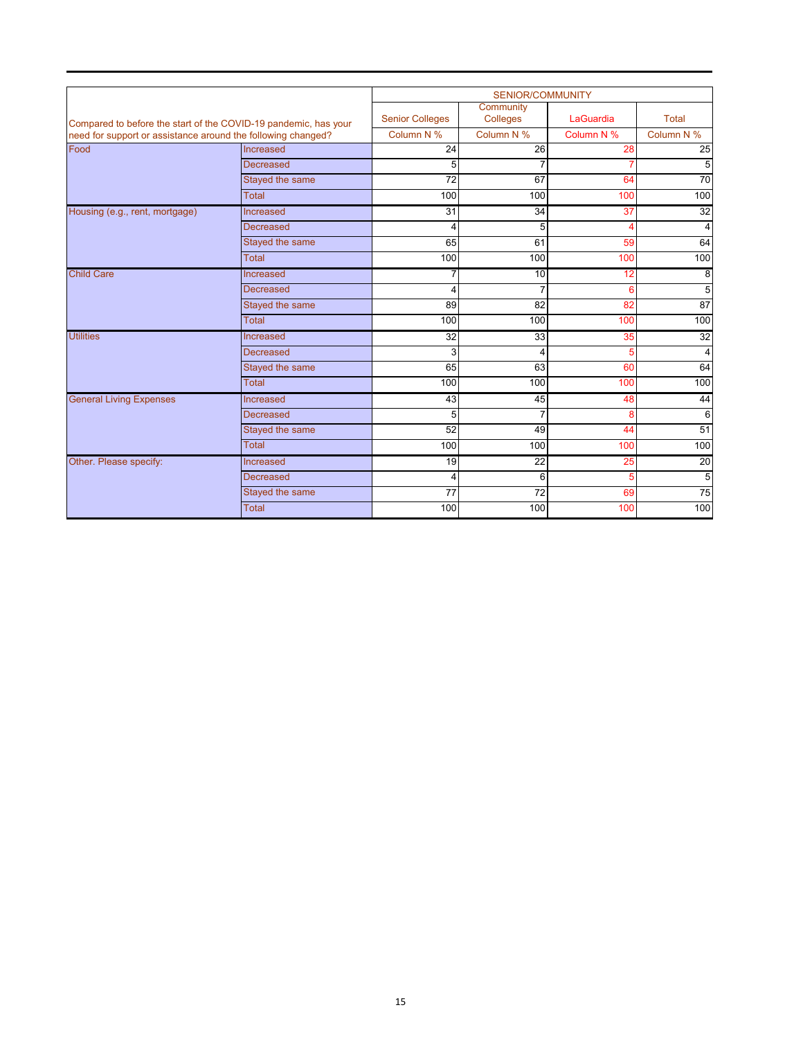| Compared to before the start of the COVID-19 pandemic, has your need for support or assistance around the following changed? | | SENIOR/COMMUNITY | | | |
|---|---|---|---|---|---|
| | | Senior Colleges | Community Colleges | LaGuardia | Total |
| | | Column N % | Column N % | Column N % | Column N % |
| Food | Increased | 24 | 26 | 28 | 25 |
| | Decreased | 5 | 7 | 7 | 5 |
| | Stayed the same | 72 | 67 | 64 | 70 |
| | Total | 100 | 100 | 100 | 100 |
| Housing (e.g., rent, mortgage) | Increased | 31 | 34 | 37 | 32 |
| | Decreased | 4 | 5 | 4 | 4 |
| | Stayed the same | 65 | 61 | 59 | 64 |
| | Total | 100 | 100 | 100 | 100 |
| Child Care | Increased | 7 | 10 | 12 | 8 |
| | Decreased | 4 | 7 | 6 | 5 |
| | Stayed the same | 89 | 82 | 82 | 87 |
| | Total | 100 | 100 | 100 | 100 |
| Utilities | Increased | 32 | 33 | 35 | 32 |
| | Decreased | 3 | 4 | 5 | 4 |
| | Stayed the same | 65 | 63 | 60 | 64 |
| | Total | 100 | 100 | 100 | 100 |
| General Living Expenses | Increased | 43 | 45 | 48 | 44 |
| | Decreased | 5 | 7 | 8 | 6 |
| | Stayed the same | 52 | 49 | 44 | 51 |
| | Total | 100 | 100 | 100 | 100 |
| Other. Please specify: | Increased | 19 | 22 | 25 | 20 |
| | Decreased | 4 | 6 | 5 | 5 |
| | Stayed the same | 77 | 72 | 69 | 75 |
| | Total | 100 | 100 | 100 | 100 |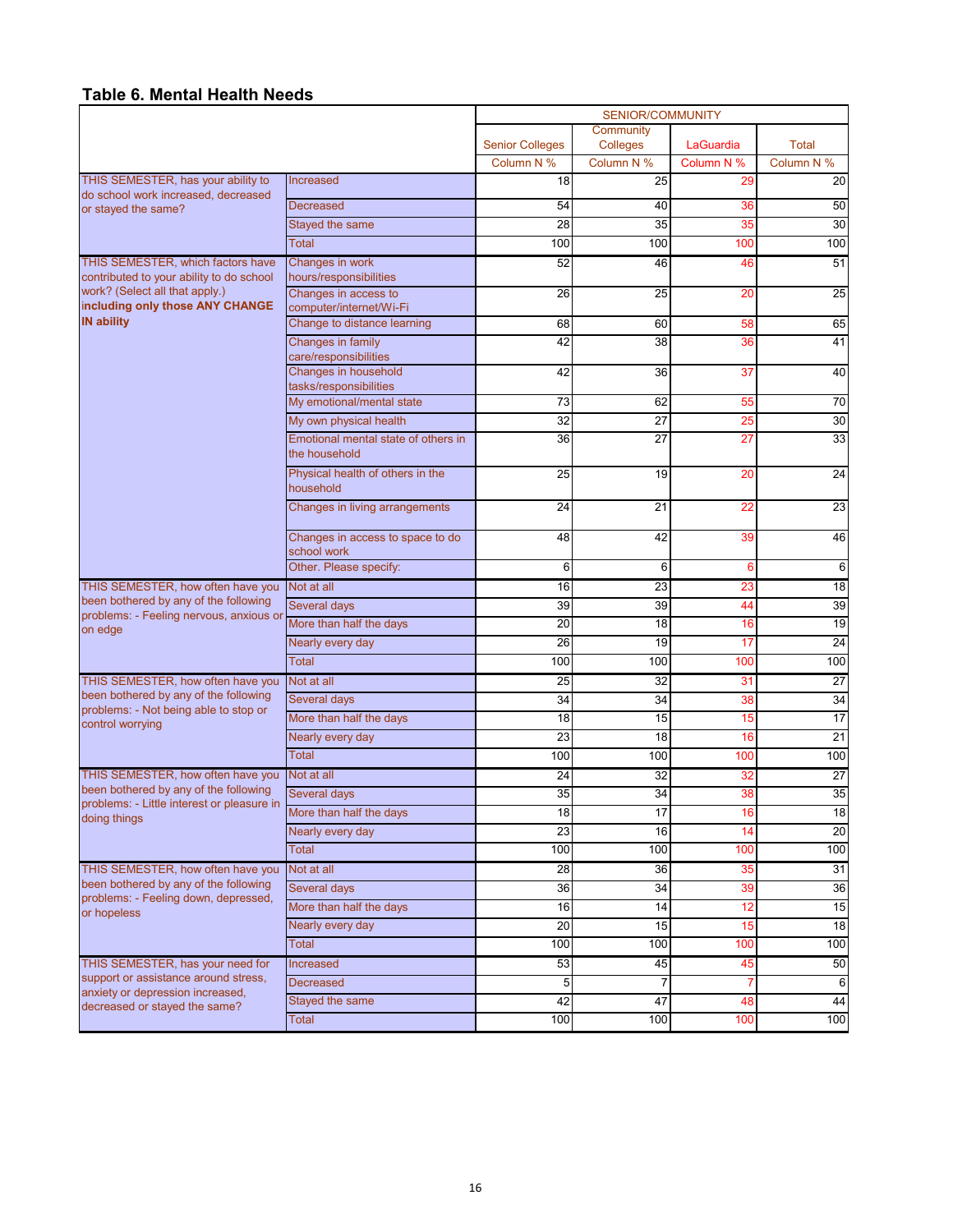## Table 6. Mental Health Needs

| | | SENIOR/COMMUNITY | | | |
|---|---|---|---|---|---|
| | | Senior Colleges | Community Colleges | LaGuardia | Total |
| | | Column N % | Column N % | Column N % | Column N % |
| THIS SEMESTER, has your ability to do school work increased, decreased or stayed the same? | Increased | 18 | 25 | 29 | 20 |
| | Decreased | 54 | 40 | 36 | 50 |
| | Stayed the same | 28 | 35 | 35 | 30 |
| | Total | 100 | 100 | 100 | 100 |
| THIS SEMESTER, which factors have contributed to your ability to do school work? (Select all that apply.) **including only those ANY CHANGE IN ability** | Changes in work hours/responsibilities | 52 | 46 | 46 | 51 |
| | Changes in access to computer/internet/Wi-Fi | 26 | 25 | 20 | 25 |
| | Change to distance learning | 68 | 60 | 58 | 65 |
| | Changes in family care/responsibilities | 42 | 38 | 36 | 41 |
| | Changes in household tasks/responsibilities | 42 | 36 | 37 | 40 |
| | My emotional/mental state | 73 | 62 | 55 | 70 |
| | My own physical health | 32 | 27 | 25 | 30 |
| | Emotional mental state of others in the household | 36 | 27 | 27 | 33 |
| | Physical health of others in the household | 25 | 19 | 20 | 24 |
| | Changes in living arrangements | 24 | 21 | 22 | 23 |
| | Changes in access to space to do school work | 48 | 42 | 39 | 46 |
| | Other. Please specify: | 6 | 6 | 6 | 6 |
| THIS SEMESTER, how often have you been bothered by any of the following problems: - Feeling nervous, anxious or on edge | Not at all | 16 | 23 | 23 | 18 |
| | Several days | 39 | 39 | 44 | 39 |
| | More than half the days | 20 | 18 | 16 | 19 |
| | Nearly every day | 26 | 19 | 17 | 24 |
| | Total | 100 | 100 | 100 | 100 |
| THIS SEMESTER, how often have you been bothered by any of the following problems: - Not being able to stop or control worrying | Not at all | 25 | 32 | 31 | 27 |
| | Several days | 34 | 34 | 38 | 34 |
| | More than half the days | 18 | 15 | 15 | 17 |
| | Nearly every day | 23 | 18 | 16 | 21 |
| | Total | 100 | 100 | 100 | 100 |
| THIS SEMESTER, how often have you been bothered by any of the following problems: - Little interest or pleasure in doing things | Not at all | 24 | 32 | 32 | 27 |
| | Several days | 35 | 34 | 38 | 35 |
| | More than half the days | 18 | 17 | 16 | 18 |
| | Nearly every day | 23 | 16 | 14 | 20 |
| | Total | 100 | 100 | 100 | 100 |
| THIS SEMESTER, how often have you been bothered by any of the following problems: - Feeling down, depressed, or hopeless | Not at all | 28 | 36 | 35 | 31 |
| | Several days | 36 | 34 | 39 | 36 |
| | More than half the days | 16 | 14 | 12 | 15 |
| | Nearly every day | 20 | 15 | 15 | 18 |
| | Total | 100 | 100 | 100 | 100 |
| THIS SEMESTER, has your need for support or assistance around stress, anxiety or depression increased, decreased or stayed the same? | Increased | 53 | 45 | 45 | 50 |
| | Decreased | 5 | 7 | 7 | 6 |
| | Stayed the same | 42 | 47 | 48 | 44 |
| | Total | 100 | 100 | 100 | 100 |